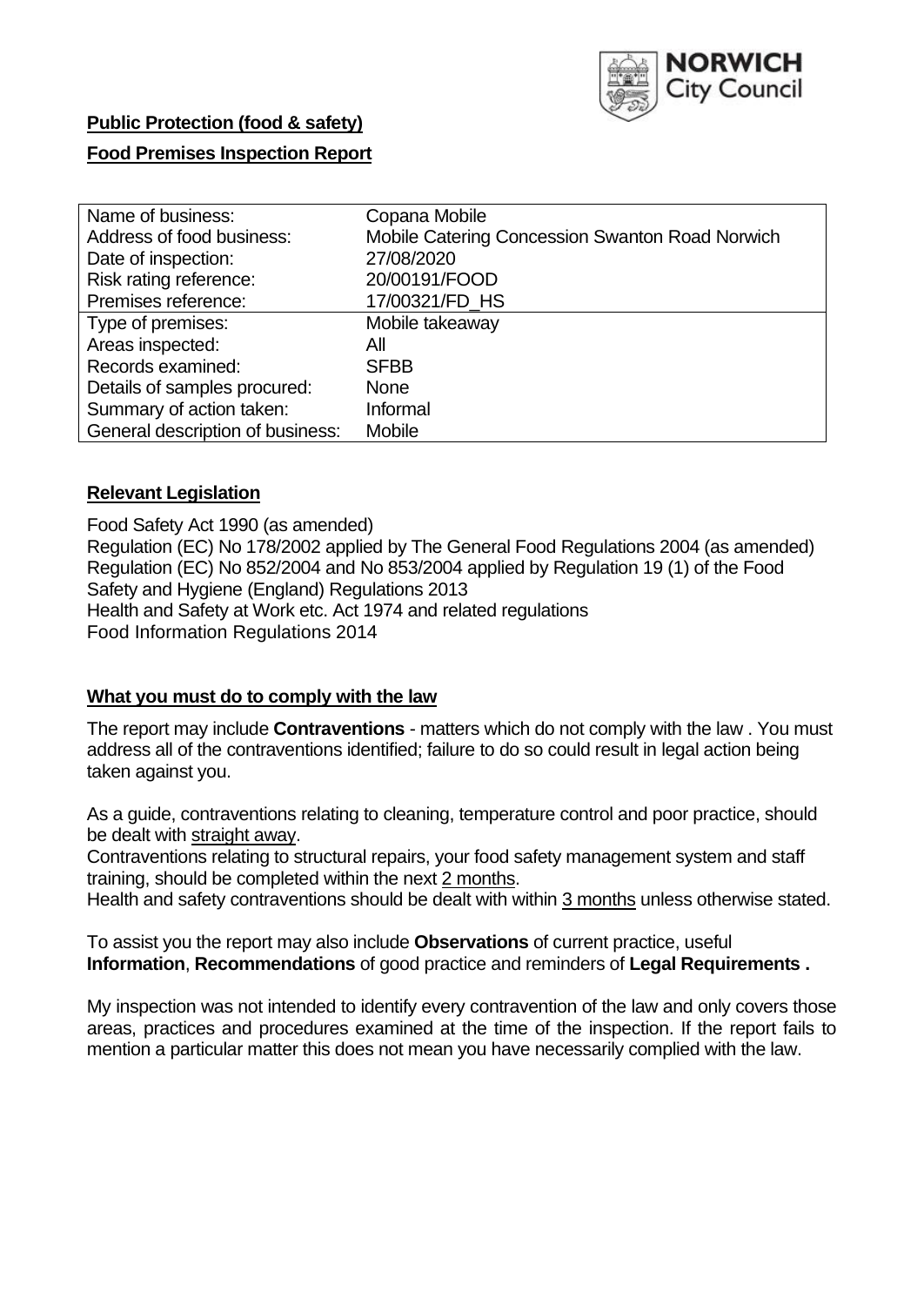NORWICH City Council

**Public Protection (food & safety)**

**Food Premises Inspection Report**

| Name of business: | Copana Mobile |
|---|---|
| Address of food business: | Mobile Catering Concession Swanton Road Norwich |
| Date of inspection: | 27/08/2020 |
| Risk rating reference: | 20/00191/FOOD |
| Premises reference: | 17/00321/FD_HS |
| Type of premises: | Mobile takeaway |
| Areas inspected: | All |
| Records examined: | SFBB |
| Details of samples procured: | None |
| Summary of action taken: | Informal |
| General description of business: | Mobile |

## Relevant Legislation

Food Safety Act 1990 (as amended)
Regulation (EC) No 178/2002 applied by The General Food Regulations 2004 (as amended)
Regulation (EC) No 852/2004 and No 853/2004 applied by Regulation 19 (1) of the Food Safety and Hygiene (England) Regulations 2013
Health and Safety at Work etc. Act 1974 and related regulations
Food Information Regulations 2014

## What you must do to comply with the law

The report may include **Contraventions** - matters which do not comply with the law . You must address all of the contraventions identified; failure to do so could result in legal action being taken against you.

As a guide, contraventions relating to cleaning, temperature control and poor practice, should be dealt with straight away.

Contraventions relating to structural repairs, your food safety management system and staff training, should be completed within the next 2 months.

Health and safety contraventions should be dealt with within 3 months unless otherwise stated.

To assist you the report may also include **Observations** of current practice, useful **Information**, **Recommendations** of good practice and reminders of **Legal Requirements .**

My inspection was not intended to identify every contravention of the law and only covers those areas, practices and procedures examined at the time of the inspection. If the report fails to mention a particular matter this does not mean you have necessarily complied with the law.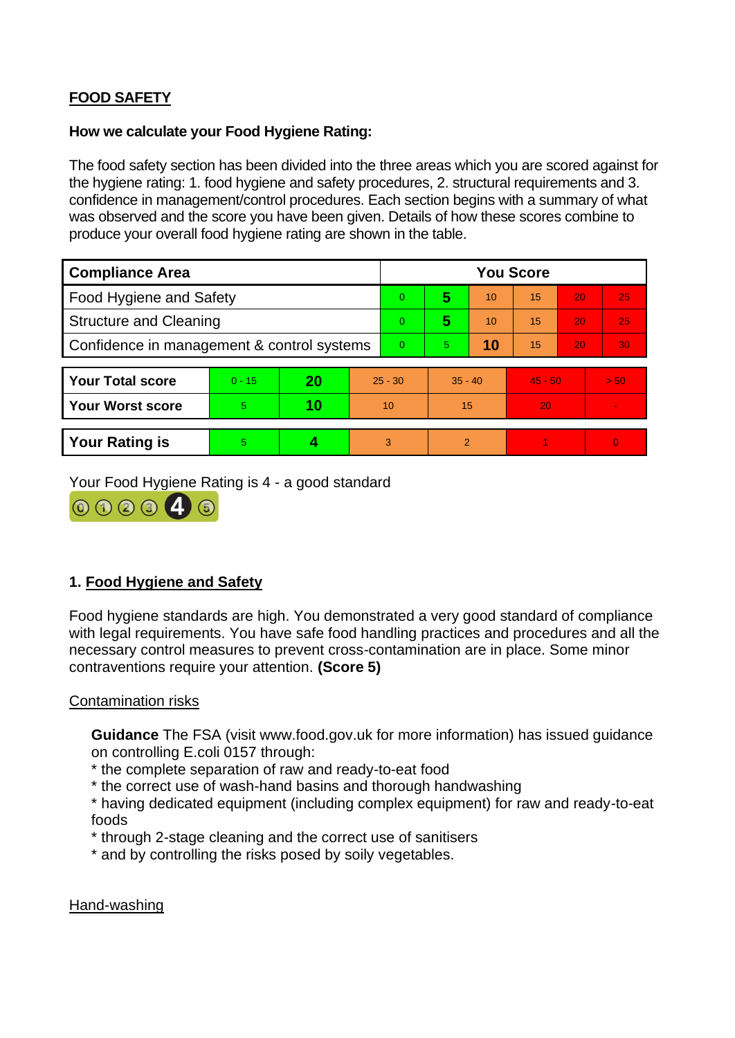## FOOD SAFETY

**How we calculate your Food Hygiene Rating:**

The food safety section has been divided into the three areas which you are scored against for the hygiene rating: 1. food hygiene and safety procedures, 2. structural requirements and 3. confidence in management/control procedures. Each section begins with a summary of what was observed and the score you have been given. Details of how these scores combine to produce your overall food hygiene rating are shown in the table.

| Compliance Area | You Score | | | | | |
|---|---|---|---|---|---|---|
| Food Hygiene and Safety | 0 | **5** | 10 | 15 | 20 | 25 |
| Structure and Cleaning | 0 | **5** | 10 | 15 | 20 | 25 |
| Confidence in management & control systems | 0 | 5 | **10** | 15 | 20 | 30 |

| | | | | | | |
|---|---|---|---|---|---|---|
| **Your Total score** | 0 - 15 | **20** | 25 - 30 | 35 - 40 | 45 - 50 | > 50 |
| **Your Worst score** | 5 | **10** | 10 | 15 | 20 | - |

| | | | | | | |
|---|---|---|---|---|---|---|
| **Your Rating is** | 5 | **4** | 3 | 2 | 1 | 0 |

Your Food Hygiene Rating is 4 - a good standard

## 1. Food Hygiene and Safety

Food hygiene standards are high. You demonstrated a very good standard of compliance with legal requirements. You have safe food handling practices and procedures and all the necessary control measures to prevent cross-contamination are in place. Some minor contraventions require your attention. **(Score 5)**

### Contamination risks

**Guidance** The FSA (visit www.food.gov.uk for more information) has issued guidance on controlling E.coli 0157 through:

* the complete separation of raw and ready-to-eat food
* the correct use of wash-hand basins and thorough handwashing
* having dedicated equipment (including complex equipment) for raw and ready-to-eat foods
* through 2-stage cleaning and the correct use of sanitisers
* and by controlling the risks posed by soily vegetables.

### Hand-washing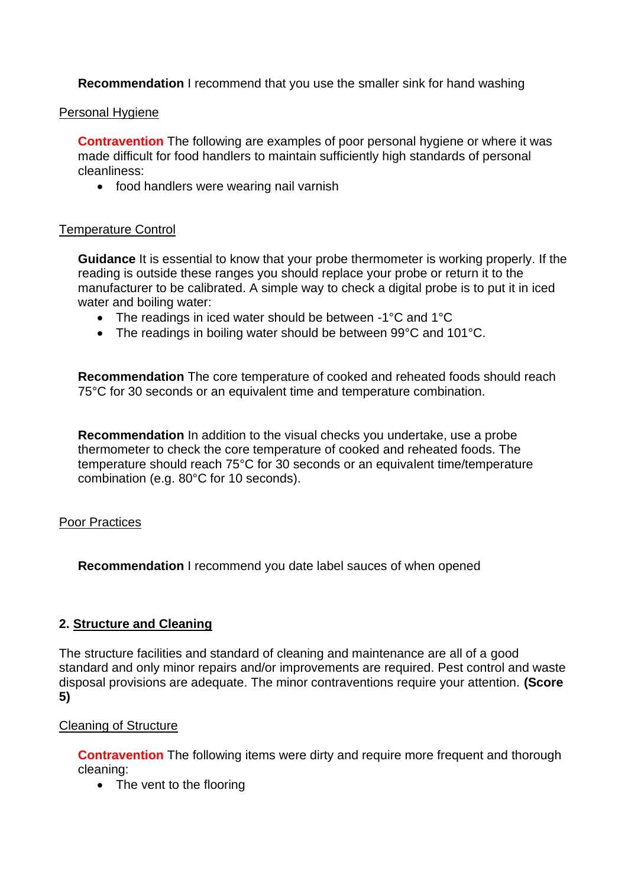**Recommendation** I recommend that you use the smaller sink for hand washing

Personal Hygiene

**Contravention** The following are examples of poor personal hygiene or where it was made difficult for food handlers to maintain sufficiently high standards of personal cleanliness:

- food handlers were wearing nail varnish

Temperature Control

**Guidance** It is essential to know that your probe thermometer is working properly. If the reading is outside these ranges you should replace your probe or return it to the manufacturer to be calibrated. A simple way to check a digital probe is to put it in iced water and boiling water:

- The readings in iced water should be between -1°C and 1°C
- The readings in boiling water should be between 99°C and 101°C.

**Recommendation** The core temperature of cooked and reheated foods should reach 75°C for 30 seconds or an equivalent time and temperature combination.

**Recommendation** In addition to the visual checks you undertake, use a probe thermometer to check the core temperature of cooked and reheated foods. The temperature should reach 75°C for 30 seconds or an equivalent time/temperature combination (e.g. 80°C for 10 seconds).

Poor Practices

**Recommendation** I recommend you date label sauces of when opened

## 2. Structure and Cleaning

The structure facilities and standard of cleaning and maintenance are all of a good standard and only minor repairs and/or improvements are required. Pest control and waste disposal provisions are adequate. The minor contraventions require your attention. **(Score 5)**

Cleaning of Structure

**Contravention** The following items were dirty and require more frequent and thorough cleaning:

- The vent to the flooring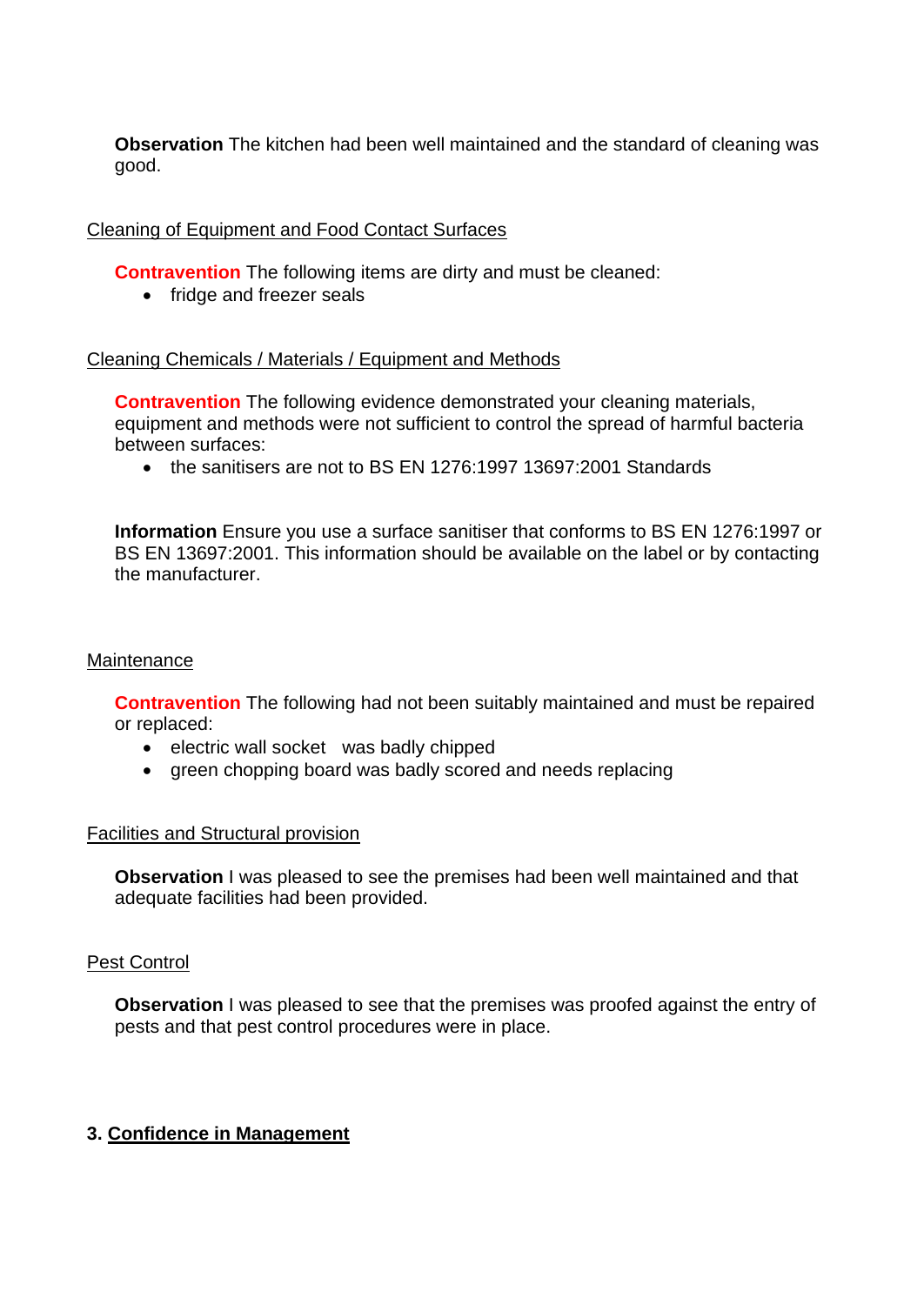**Observation** The kitchen had been well maintained and the standard of cleaning was good.

Cleaning of Equipment and Food Contact Surfaces

**Contravention** The following items are dirty and must be cleaned:

- fridge and freezer seals

Cleaning Chemicals / Materials / Equipment and Methods

**Contravention** The following evidence demonstrated your cleaning materials, equipment and methods were not sufficient to control the spread of harmful bacteria between surfaces:

- the sanitisers are not to BS EN 1276:1997 13697:2001 Standards

**Information** Ensure you use a surface sanitiser that conforms to BS EN 1276:1997 or BS EN 13697:2001. This information should be available on the label or by contacting the manufacturer.

Maintenance

**Contravention** The following had not been suitably maintained and must be repaired or replaced:

- electric wall socket was badly chipped
- green chopping board was badly scored and needs replacing

Facilities and Structural provision

**Observation** I was pleased to see the premises had been well maintained and that adequate facilities had been provided.

Pest Control

**Observation** I was pleased to see that the premises was proofed against the entry of pests and that pest control procedures were in place.

## 3. Confidence in Management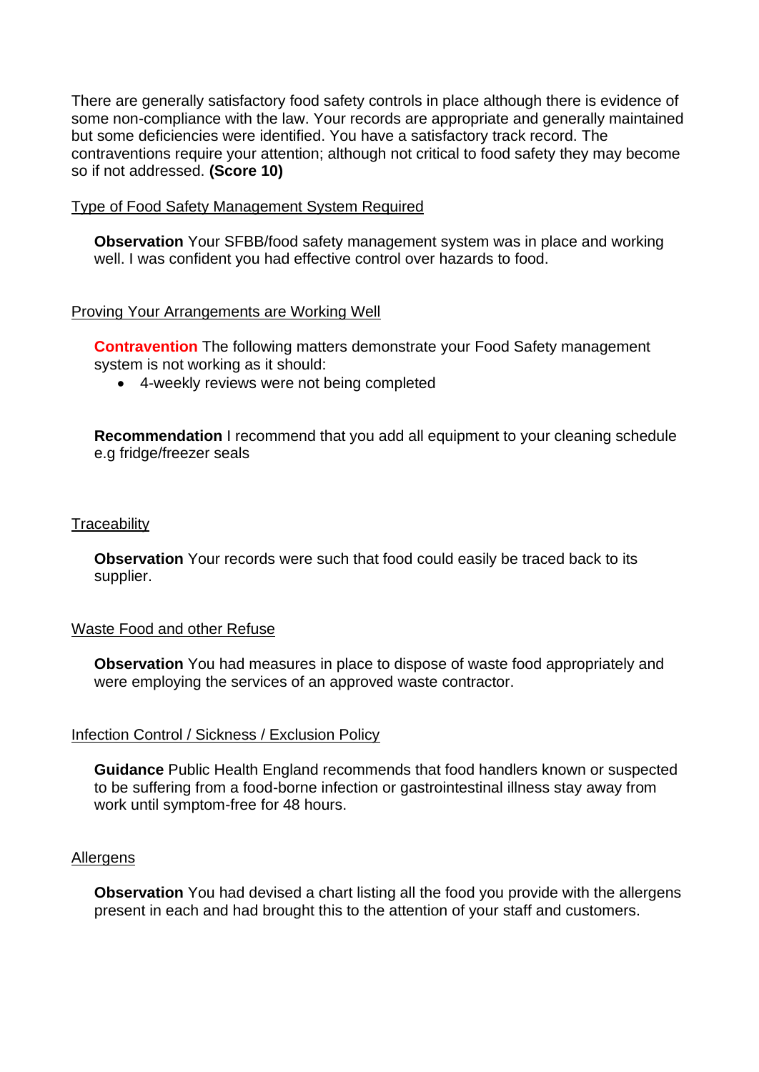There are generally satisfactory food safety controls in place although there is evidence of some non-compliance with the law. Your records are appropriate and generally maintained but some deficiencies were identified. You have a satisfactory track record. The contraventions require your attention; although not critical to food safety they may become so if not addressed. **(Score 10)**

Type of Food Safety Management System Required

**Observation** Your SFBB/food safety management system was in place and working well. I was confident you had effective control over hazards to food.

Proving Your Arrangements are Working Well

**Contravention** The following matters demonstrate your Food Safety management system is not working as it should:

- 4-weekly reviews were not being completed

**Recommendation** I recommend that you add all equipment to your cleaning schedule e.g fridge/freezer seals

Traceability

**Observation** Your records were such that food could easily be traced back to its supplier.

Waste Food and other Refuse

**Observation** You had measures in place to dispose of waste food appropriately and were employing the services of an approved waste contractor.

Infection Control / Sickness / Exclusion Policy

**Guidance** Public Health England recommends that food handlers known or suspected to be suffering from a food-borne infection or gastrointestinal illness stay away from work until symptom-free for 48 hours.

Allergens

**Observation** You had devised a chart listing all the food you provide with the allergens present in each and had brought this to the attention of your staff and customers.